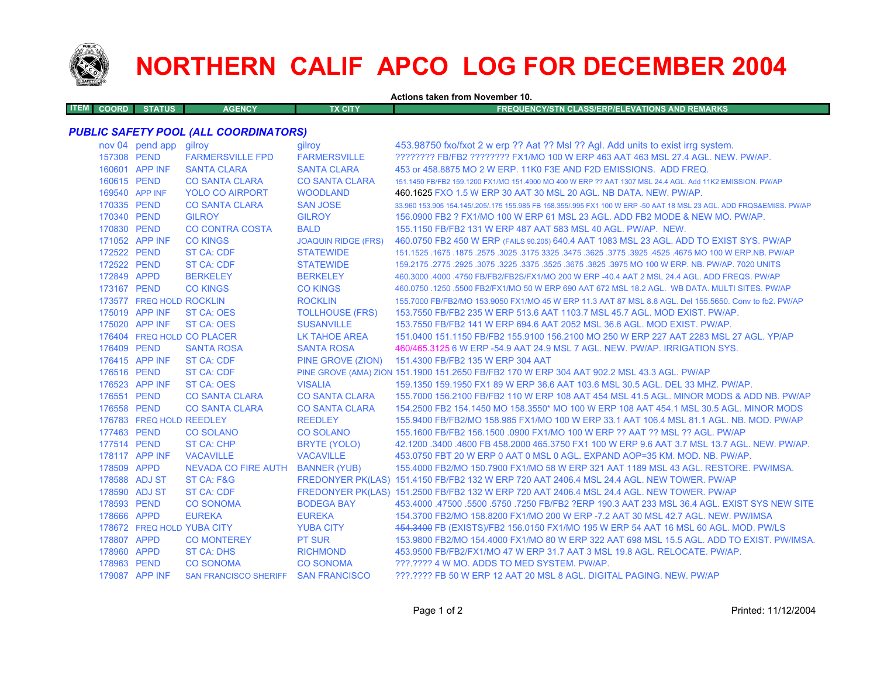# NORTHERN CALIF APCO LOG FOR DECEMBER 2004

**Actions taken from November 10.**

| ITEM | COORD | STATUS | AGENCY | TX CITY | FREQUENCY/STN CLASS/ERP/ELEVATIONS AND REMARKS |
|---|---|---|---|---|---|

## *PUBLIC SAFETY POOL (ALL COORDINATORS)*

| ITEM | COORD | STATUS | AGENCY | TX CITY | FREQUENCY/STN CLASS/ERP/ELEVATIONS AND REMARKS |
|---|---|---|---|---|---|
| | nov 04 | pend app | gilroy | gilroy | 453.98750 fxo/fxot 2 w erp ?? Aat ?? Msl ?? Agl. Add units to exist irrg system. |
| | 157308 | PEND | FARMERSVILLE FPD | FARMERSVILLE | ???????? FB/FB2 ???????? FX1/MO 100 W ERP 463 AAT 463 MSL 27.4 AGL. NEW. PW/AP. |
| | 160601 | APP INF | SANTA CLARA | SANTA CLARA | 453 or 458.8875 MO 2 W ERP. 11K0 F3E AND F2D EMISSIONS. ADD FREQ. |
| | 160615 | PEND | CO SANTA CLARA | CO SANTA CLARA | 151.1450 FB/FB2 159.1200 FX1/MO 151.4900 MO 400 W ERP ?? AAT 1307 MSL 24.4 AGL. Add 11K2 EMISSION. PW/AP |
| | 169540 | APP INF | YOLO CO AIRPORT | WOODLAND | 460.1625 FXO 1.5 W ERP 30 AAT 30 MSL 20 AGL. NB DATA. NEW. PW/AP. |
| | 170335 | PEND | CO SANTA CLARA | SAN JOSE | 33.960 153.905 154.145/.205/.175 155.985 FB 158.355/.995 FX1 100 W ERP -50 AAT 18 MSL 23 AGL. ADD FRQS&EMISS. PW/AP |
| | 170340 | PEND | GILROY | GILROY | 156.0900 FB2 ? FX1/MO 100 W ERP 61 MSL 23 AGL. ADD FB2 MODE & NEW MO. PW/AP. |
| | 170830 | PEND | CO CONTRA COSTA | BALD | 155.1150 FB/FB2 131 W ERP 487 AAT 583 MSL 40 AGL. PW/AP. NEW. |
| | 171052 | APP INF | CO KINGS | JOAQUIN RIDGE (FRS) | 460.0750 FB2 450 W ERP (FAILS 90.205) 640.4 AAT 1083 MSL 23 AGL. ADD TO EXIST SYS. PW/AP |
| | 172522 | PEND | ST CA: CDF | STATEWIDE | 151.1525 .1675 .1875 .2575 .3025 .3175 3325 .3475 .3625 .3775 .3925 .4525 .4675 MO 100 W ERP.NB. PW/AP |
| | 172522 | PEND | ST CA: CDF | STATEWIDE | 159.2175 .2775 .2925 .3075 .3225 .3375 .3525 .3675 .3825 .3975 MO 100 W ERP. NB. PW/AP. 7020 UNITS |
| | 172849 | APPD | BERKELEY | BERKELEY | 460.3000 .4000 .4750 FB/FB2/FB2S/FX1/MO 200 W ERP -40.4 AAT 2 MSL 24.4 AGL. ADD FREQS. PW/AP |
| | 173167 | PEND | CO KINGS | CO KINGS | 460.0750 .1250 .5500 FB2/FX1/MO 50 W ERP 690 AAT 672 MSL 18.2 AGL. WB DATA. MULTI SITES. PW/AP |
| | 173577 | FREQ HOLD | ROCKLIN | ROCKLIN | 155.7000 FB/FB2/MO 153.9050 FX1/MO 45 W ERP 11.3 AAT 87 MSL 8.8 AGL. Del 155.5650. Conv to fb2. PW/AP |
| | 175019 | APP INF | ST CA: OES | TOLLHOUSE (FRS) | 153.7550 FB/FB2 235 W ERP 513.6 AAT 1103.7 MSL 45.7 AGL. MOD EXIST. PW/AP. |
| | 175020 | APP INF | ST CA: OES | SUSANVILLE | 153.7550 FB/FB2 141 W ERP 694.6 AAT 2052 MSL 36.6 AGL. MOD EXIST. PW/AP. |
| | 176404 | FREQ HOLD | CO PLACER | LK TAHOE AREA | 151.0400 151.1150 FB/FB2 155.9100 156.2100 MO 250 W ERP 227 AAT 2283 MSL 27 AGL. YP/AP |
| | 176409 | PEND | SANTA ROSA | SANTA ROSA | 460/465.3125 6 W ERP -54.9 AAT 24.9 MSL 7 AGL. NEW. PW/AP. IRRIGATION SYS. |
| | 176415 | APP INF | ST CA: CDF | PINE GROVE (ZION) | 151.4300 FB/FB2 135 W ERP 304 AAT |
| | 176516 | PEND | ST CA: CDF | PINE GROVE (AMA) ZION | 151.1900 151.2650 FB/FB2 170 W ERP 304 AAT 902.2 MSL 43.3 AGL. PW/AP |
| | 176523 | APP INF | ST CA: OES | VISALIA | 159.1350 159.1950 FX1 89 W ERP 36.6 AAT 103.6 MSL 30.5 AGL. DEL 33 MHZ. PW/AP. |
| | 176551 | PEND | CO SANTA CLARA | CO SANTA CLARA | 155.7000 156.2100 FB/FB2 110 W ERP 108 AAT 454 MSL 41.5 AGL. MINOR MODS & ADD NB. PW/AP |
| | 176558 | PEND | CO SANTA CLARA | CO SANTA CLARA | 154.2500 FB2 154.1450 MO 158.3550* MO 100 W ERP 108 AAT 454.1 MSL 30.5 AGL. MINOR MODS |
| | 176783 | FREQ HOLD | REEDLEY | REEDLEY | 155.9400 FB/FB2/MO 158.985 FX1/MO 100 W ERP 33.1 AAT 106.4 MSL 81.1 AGL. NB. MOD. PW/AP |
| | 177463 | PEND | CO SOLANO | CO SOLANO | 155.1600 FB/FB2 156.1500 .0900 FX1/MO 100 W ERP ?? AAT ?? MSL ?? AGL. PW/AP |
| | 177514 | PEND | ST CA: CHP | BRYTE (YOLO) | 42.1200 .3400 .4600 FB 458.2000 465.3750 FX1 100 W ERP 9.6 AAT 3.7 MSL 13.7 AGL. NEW. PW/AP. |
| | 178117 | APP INF | VACAVILLE | VACAVILLE | 453.0750 FBT 20 W ERP 0 AAT 0 MSL 0 AGL. EXPAND AOP=35 KM. MOD. NB. PW/AP. |
| | 178509 | APPD | NEVADA CO FIRE AUTH | BANNER (YUB) | 155.4000 FB2/MO 150.7900 FX1/MO 58 W ERP 321 AAT 1189 MSL 43 AGL. RESTORE. PW/IMSA. |
| | 178588 | ADJ ST | ST CA: F&G | FREDONYER PK(LAS) | 151.4150 FB/FB2 132 W ERP 720 AAT 2406.4 MSL 24.4 AGL. NEW TOWER. PW/AP |
| | 178590 | ADJ ST | ST CA: CDF | FREDONYER PK(LAS) | 151.2500 FB/FB2 132 W ERP 720 AAT 2406.4 MSL 24.4 AGL. NEW TOWER. PW/AP |
| | 178593 | PEND | CO SONOMA | BODEGA BAY | 453.4000 .47500 .5500 .5750 .7250 FB/FB2 ?ERP 190.3 AAT 233 MSL 36.4 AGL. EXIST SYS NEW SITE |
| | 178666 | APPD | EUREKA | EUREKA | 154.3700 FB2/MO 158.8200 FX1/MO 200 W ERP -7.2 AAT 30 MSL 42.7 AGL. NEW. PW/IMSA |
| | 178672 | FREQ HOLD | YUBA CITY | YUBA CITY | ~~154.3400~~ FB (EXISTS)/FB2 156.0150 FX1/MO 195 W ERP 54 AAT 16 MSL 60 AGL. MOD. PW/LS |
| | 178807 | APPD | CO MONTEREY | PT SUR | 153.9800 FB2/MO 154.4000 FX1/MO 80 W ERP 322 AAT 698 MSL 15.5 AGL. ADD TO EXIST. PW/IMSA. |
| | 178960 | APPD | ST CA: DHS | RICHMOND | 453.9500 FB/FB2/FX1/MO 47 W ERP 31.7 AAT 3 MSL 19.8 AGL. RELOCATE. PW/AP. |
| | 178963 | PEND | CO SONOMA | CO SONOMA | ???.???? 4 W MO. ADDS TO MED SYSTEM. PW/AP. |
| | 179087 | APP INF | SAN FRANCISCO SHERIFF | SAN FRANCISCO | ???.???? FB 50 W ERP 12 AAT 20 MSL 8 AGL. DIGITAL PAGING. NEW. PW/AP |

Printed: 11/12/2004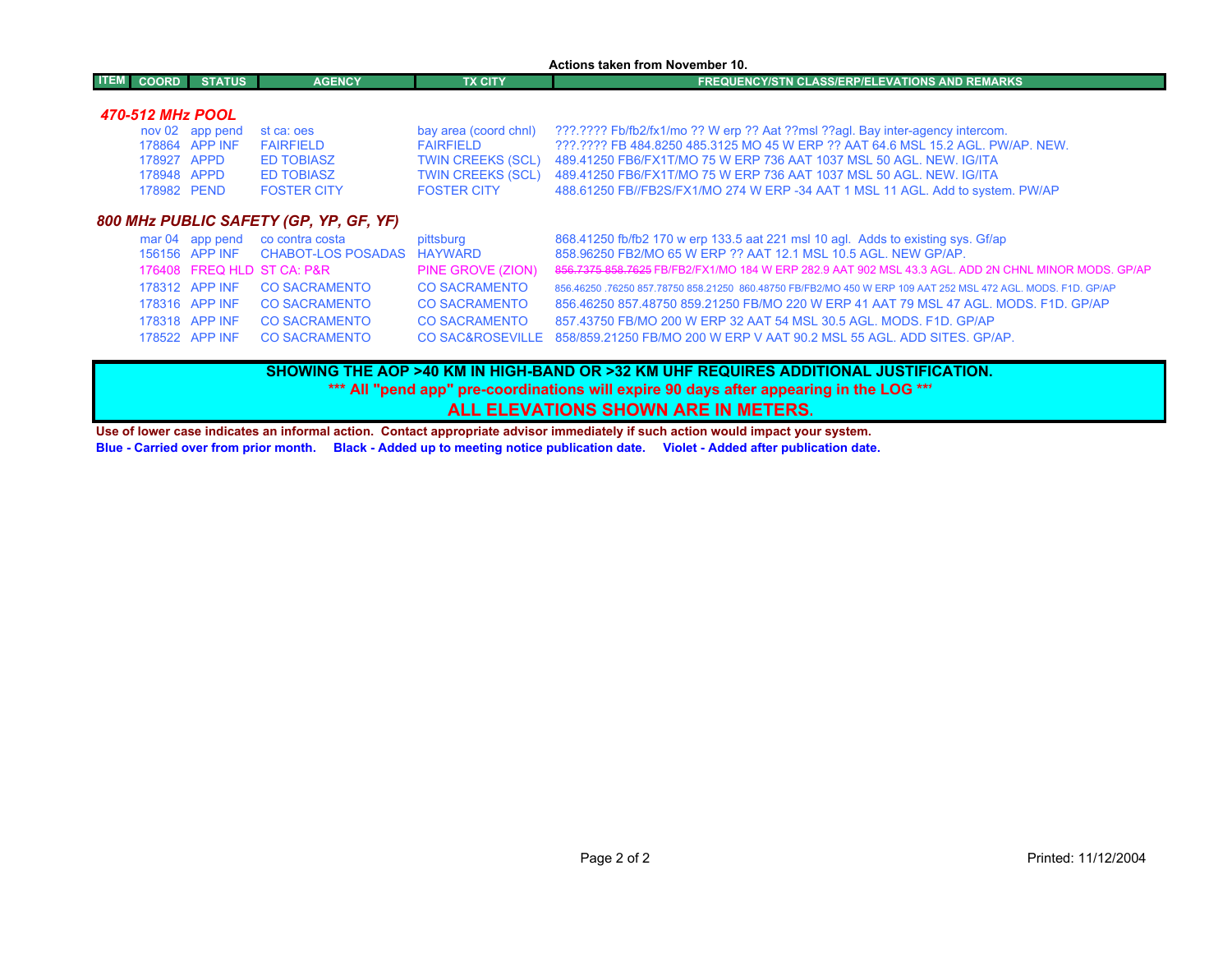**Actions taken from November 10.**

| ITEM | COORD | STATUS | AGENCY | TX CITY | FREQUENCY/STN CLASS/ERP/ELEVATIONS AND REMARKS |
|---|---|---|---|---|---|
| ***470-512 MHz POOL*** | | | | | |
| | nov 02 | app pend | st ca: oes | bay area (coord chnl) | ???.???? Fb/fb2/fx1/mo ?? W erp ?? Aat ??msl ??agl. Bay inter-agency intercom. |
| | 178864 | APP INF | FAIRFIELD | FAIRFIELD | ???.???? FB 484.8250 485.3125 MO 45 W ERP ?? AAT 64.6 MSL 15.2 AGL. PW/AP. NEW. |
| | 178927 | APPD | ED TOBIASZ | TWIN CREEKS (SCL) | 489.41250 FB6/FX1T/MO 75 W ERP 736 AAT 1037 MSL 50 AGL. NEW. IG/ITA |
| | 178948 | APPD | ED TOBIASZ | TWIN CREEKS (SCL) | 489.41250 FB6/FX1T/MO 75 W ERP 736 AAT 1037 MSL 50 AGL. NEW. IG/ITA |
| | 178982 | PEND | FOSTER CITY | FOSTER CITY | 488.61250 FB//FB2S/FX1/MO 274 W ERP -34 AAT 1 MSL 11 AGL. Add to system. PW/AP |
| ***800 MHz PUBLIC SAFETY (GP, YP, GF, YF)*** | | | | | |
| | mar 04 | app pend | co contra costa | pittsburg | 868.41250 fb/fb2 170 w erp 133.5 aat 221 msl 10 agl. Adds to existing sys. Gf/ap |
| | 156156 | APP INF | CHABOT-LOS POSADAS | HAYWARD | 858.96250 FB2/MO 65 W ERP ?? AAT 12.1 MSL 10.5 AGL. NEW GP/AP. |
| | 176408 | FREQ HLD | ST CA: P&R | PINE GROVE (ZION) | ~~856.7375 858.7625~~ FB/FB2/FX1/MO 184 W ERP 282.9 AAT 902 MSL 43.3 AGL. ADD 2N CHNL MINOR MODS. GP/AP |
| | 178312 | APP INF | CO SACRAMENTO | CO SACRAMENTO | 856.46250 .76250 857.78750 858.21250 860.48750 FB/FB2/MO 450 W ERP 109 AAT 252 MSL 472 AGL. MODS. F1D. GP/AP |
| | 178316 | APP INF | CO SACRAMENTO | CO SACRAMENTO | 856.46250 857.48750 859.21250 FB/MO 220 W ERP 41 AAT 79 MSL 47 AGL. MODS. F1D. GP/AP |
| | 178318 | APP INF | CO SACRAMENTO | CO SACRAMENTO | 857.43750 FB/MO 200 W ERP 32 AAT 54 MSL 30.5 AGL. MODS. F1D. GP/AP |
| | 178522 | APP INF | CO SACRAMENTO | CO SAC&ROSEVILLE | 858/859.21250 FB/MO 200 W ERP V AAT 90.2 MSL 55 AGL. ADD SITES. GP/AP. |

**SHOWING THE AOP >40 KM IN HIGH-BAND OR >32 KM UHF REQUIRES ADDITIONAL JUSTIFICATION.**

**\*\*\* All "pend app" pre-coordinations will expire 90 days after appearing in the LOG \*\*\***

**ALL ELEVATIONS SHOWN ARE IN METERS.**

**Use of lower case indicates an informal action. Contact appropriate advisor immediately if such action would impact your system.**

**Blue - Carried over from prior month. Black - Added up to meeting notice publication date. Violet - Added after publication date.**

Printed: 11/12/2004